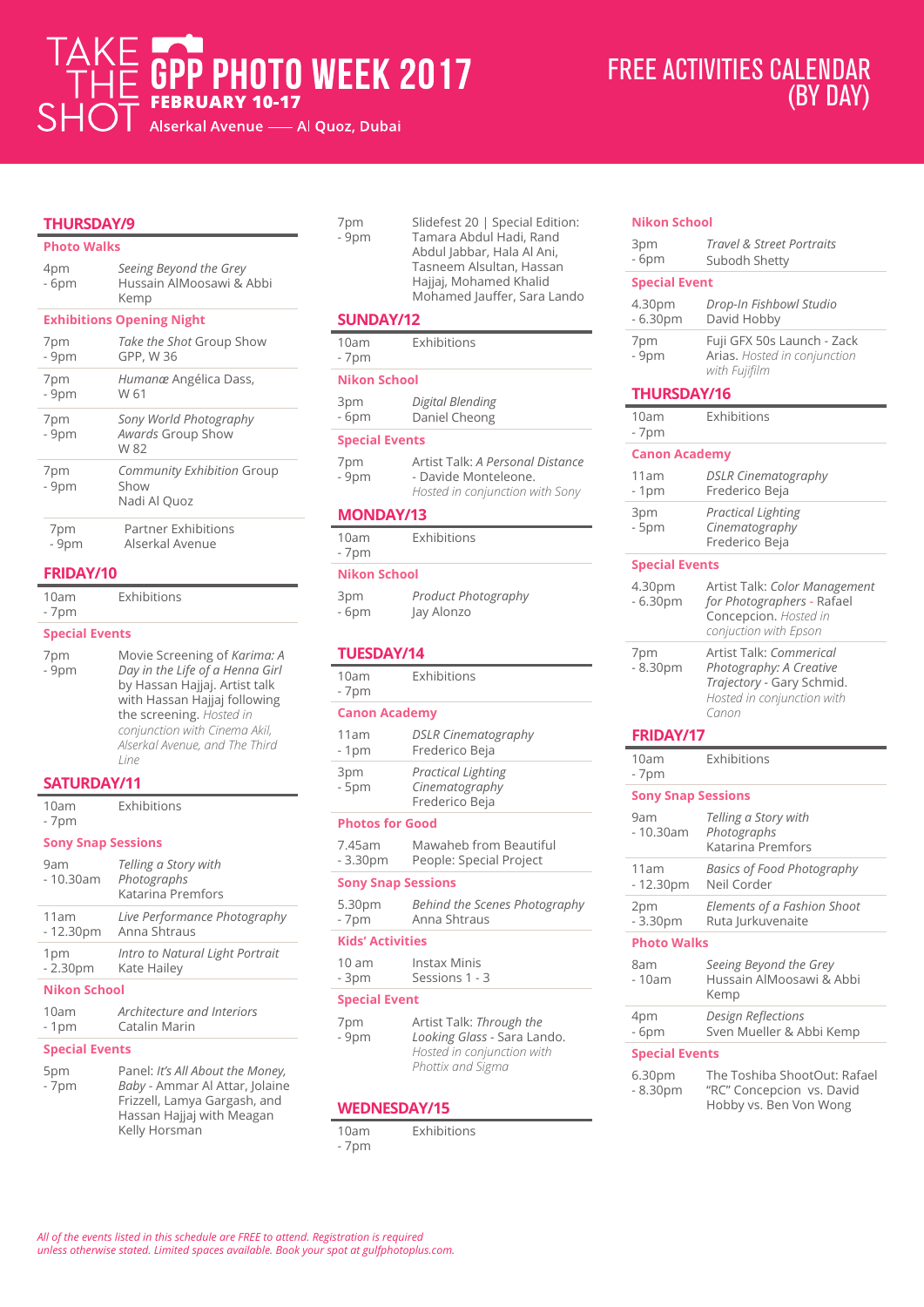# TAKE THE SHOT GPP PHOTO WEEK 2017

**FEBRUARY 10-17**

Alserkal Avenue —— Al Quoz, Dubai

## FREE ACTIVITIES CALENDAR (BY DAY)

## THURSDAY/9

### Photo Walks

| Time | Event |
|---|---|
| 4pm - 6pm | *Seeing Beyond the Grey* Hussain AlMoosawi & Abbi Kemp |

### Exhibitions Opening Night

| Time | Event |
|---|---|
| 7pm - 9pm | *Take the Shot* Group Show GPP, W 36 |
| 7pm - 9pm | *Humanæ* Angélica Dass, W 61 |
| 7pm - 9pm | *Sony World Photography Awards* Group Show W 82 |
| 7pm - 9pm | *Community Exhibition* Group Show Nadi Al Quoz |
| 7pm - 9pm | Partner Exhibitions Alserkal Avenue |

## FRIDAY/10

| Time | Event |
|---|---|
| 10am - 7pm | Exhibitions |

### Special Events

| Time | Event |
|---|---|
| 7pm - 9pm | Movie Screening of *Karima: A Day in the Life of a Henna Girl* by Hassan Hajjaj. Artist talk with Hassan Hajjaj following the screening. *Hosted in conjunction with Cinema Akil, Alserkal Avenue, and The Third Line* |

## SATURDAY/11

| Time | Event |
|---|---|
| 10am - 7pm | Exhibitions |

### Sony Snap Sessions

| Time | Event |
|---|---|
| 9am - 10.30am | *Telling a Story with Photographs* Katarina Premfors |
| 11am - 12.30pm | *Live Performance Photography* Anna Shtraus |
| 1pm - 2.30pm | *Intro to Natural Light Portrait* Kate Hailey |

### Nikon School

| Time | Event |
|---|---|
| 10am - 1pm | *Architecture and Interiors* Catalin Marin |

### Special Events

| Time | Event |
|---|---|
| 5pm - 7pm | Panel: *It's All About the Money, Baby* - Ammar Al Attar, Jolaine Frizzell, Lamya Gargash, and Hassan Hajjaj with Meagan Kelly Horsman |
| 7pm - 9pm | Slidefest 20 \| Special Edition: Tamara Abdul Hadi, Rand Abdul Jabbar, Hala Al Ani, Tasneem Alsultan, Hassan Hajjaj, Mohamed Khalid Mohamed Jauffer, Sara Lando |

## SUNDAY/12

| Time | Event |
|---|---|
| 10am - 7pm | Exhibitions |

### Nikon School

| Time | Event |
|---|---|
| 3pm - 6pm | *Digital Blending* Daniel Cheong |

### Special Events

| Time | Event |
|---|---|
| 7pm - 9pm | Artist Talk: *A Personal Distance* - Davide Monteleone. *Hosted in conjunction with Sony* |

## MONDAY/13

| Time | Event |
|---|---|
| 10am - 7pm | Exhibitions |

### Nikon School

| Time | Event |
|---|---|
| 3pm - 6pm | *Product Photography* Jay Alonzo |

## TUESDAY/14

| Time | Event |
|---|---|
| 10am - 7pm | Exhibitions |

### Canon Academy

| Time | Event |
|---|---|
| 11am - 1pm | *DSLR Cinematography* Frederico Beja |
| 3pm - 5pm | *Practical Lighting Cinematography* Frederico Beja |

### Photos for Good

| Time | Event |
|---|---|
| 7.45am - 3.30pm | Mawaheb from Beautiful People: Special Project |

### Sony Snap Sessions

| Time | Event |
|---|---|
| 5.30pm - 7pm | *Behind the Scenes Photography* Anna Shtraus |

### Kids' Activities

| Time | Event |
|---|---|
| 10 am - 3pm | Instax Minis Sessions 1 - 3 |

### Special Event

| Time | Event |
|---|---|
| 7pm - 9pm | Artist Talk: *Through the Looking Glass* - Sara Lando. *Hosted in conjunction with Phottix and Sigma* |

## WEDNESDAY/15

| Time | Event |
|---|---|
| 10am - 7pm | Exhibitions |

### Nikon School

| Time | Event |
|---|---|
| 3pm - 6pm | *Travel & Street Portraits* Subodh Shetty |

### Special Event

| Time | Event |
|---|---|
| 4.30pm - 6.30pm | *Drop-In Fishbowl Studio* David Hobby |
| 7pm - 9pm | Fuji GFX 50s Launch - Zack Arias. *Hosted in conjunction with Fujifilm* |

## THURSDAY/16

| Time | Event |
|---|---|
| 10am - 7pm | Exhibitions |

### Canon Academy

| Time | Event |
|---|---|
| 11am - 1pm | *DSLR Cinematography* Frederico Beja |
| 3pm - 5pm | *Practical Lighting Cinematography* Frederico Beja |

### Special Events

| Time | Event |
|---|---|
| 4.30pm - 6.30pm | Artist Talk: *Color Management for Photographers* - Rafael Concepcion. *Hosted in conjuction with Epson* |
| 7pm - 8.30pm | Artist Talk: *Commerical Photography: A Creative Trajectory* - Gary Schmid. *Hosted in conjunction with Canon* |

## FRIDAY/17

| Time | Event |
|---|---|
| 10am - 7pm | Exhibitions |

### Sony Snap Sessions

| Time | Event |
|---|---|
| 9am - 10.30am | *Telling a Story with Photographs* Katarina Premfors |
| 11am - 12.30pm | *Basics of Food Photography* Neil Corder |
| 2pm - 3.30pm | *Elements of a Fashion Shoot* Ruta Jurkuvenaite |

### Photo Walks

| Time | Event |
|---|---|
| 8am - 10am | *Seeing Beyond the Grey* Hussain AlMoosawi & Abbi Kemp |
| 4pm - 6pm | *Design Reflections* Sven Mueller & Abbi Kemp |

### Special Events

| Time | Event |
|---|---|
| 6.30pm - 8.30pm | The Toshiba ShootOut: Rafael "RC" Concepcion vs. David Hobby vs. Ben Von Wong |

*All of the events listed in this schedule are FREE to attend. Registration is required unless otherwise stated. Limited spaces available. Book your spot at gulfphotoplus.com.*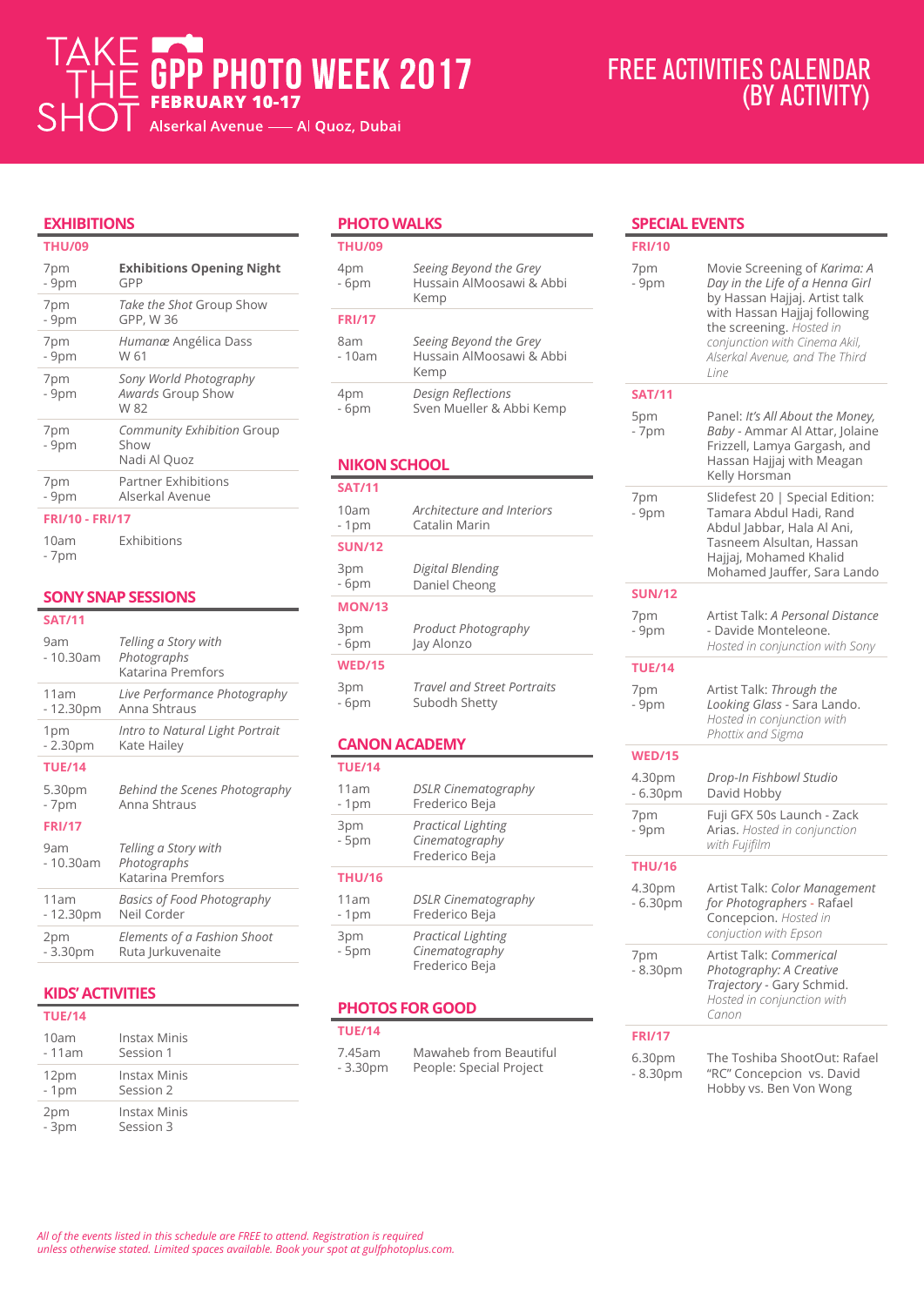# TAKE THE SHOT GPP PHOTO WEEK 2017

**FEBRUARY 10-17**

Alserkal Avenue —— Al Quoz, Dubai

# FREE ACTIVITIES CALENDAR (BY ACTIVITY)

## EXHIBITIONS

**THU/09**

| | |
|---|---|
| 7pm - 9pm | **Exhibitions Opening Night** GPP |
| 7pm - 9pm | *Take the Shot* Group Show GPP, W 36 |
| 7pm - 9pm | *Humanæ* Angélica Dass W 61 |
| 7pm - 9pm | *Sony World Photography Awards* Group Show W 82 |
| 7pm - 9pm | *Community Exhibition* Group Show Nadi Al Quoz |
| 7pm - 9pm | Partner Exhibitions Alserkal Avenue |

**FRI/10 - FRI/17**

| | |
|---|---|
| 10am - 7pm | Exhibitions |

## SONY SNAP SESSIONS

**SAT/11**

| | |
|---|---|
| 9am - 10.30am | *Telling a Story with Photographs* Katarina Premfors |
| 11am - 12.30pm | *Live Performance Photography* Anna Shtraus |
| 1pm - 2.30pm | *Intro to Natural Light Portrait* Kate Hailey |

**TUE/14**

| | |
|---|---|
| 5.30pm - 7pm | *Behind the Scenes Photography* Anna Shtraus |

**FRI/17**

| | |
|---|---|
| 9am - 10.30am | *Telling a Story with Photographs* Katarina Premfors |
| 11am - 12.30pm | *Basics of Food Photography* Neil Corder |
| 2pm - 3.30pm | *Elements of a Fashion Shoot* Ruta Jurkuvenaite |

## KIDS' ACTIVITIES

**TUE/14**

| | |
|---|---|
| 10am - 11am | Instax Minis Session 1 |
| 12pm - 1pm | Instax Minis Session 2 |
| 2pm - 3pm | Instax Minis Session 3 |

## PHOTO WALKS

**THU/09**

| | |
|---|---|
| 4pm - 6pm | *Seeing Beyond the Grey* Hussain AlMoosawi & Abbi Kemp |

**FRI/17**

| | |
|---|---|
| 8am - 10am | *Seeing Beyond the Grey* Hussain AlMoosawi & Abbi Kemp |
| 4pm - 6pm | *Design Reflections* Sven Mueller & Abbi Kemp |

## NIKON SCHOOL

**SAT/11**

| | |
|---|---|
| 10am - 1pm | *Architecture and Interiors* Catalin Marin |

**SUN/12**

| | |
|---|---|
| 3pm - 6pm | *Digital Blending* Daniel Cheong |

**MON/13**

| | |
|---|---|
| 3pm - 6pm | *Product Photography* Jay Alonzo |

**WED/15**

| | |
|---|---|
| 3pm - 6pm | *Travel and Street Portraits* Subodh Shetty |

## CANON ACADEMY

**TUE/14**

| | |
|---|---|
| 11am - 1pm | *DSLR Cinematography* Frederico Beja |
| 3pm - 5pm | *Practical Lighting Cinematography* Frederico Beja |

**THU/16**

| | |
|---|---|
| 11am - 1pm | *DSLR Cinematography* Frederico Beja |
| 3pm - 5pm | *Practical Lighting Cinematography* Frederico Beja |

## PHOTOS FOR GOOD

**TUE/14**

| | |
|---|---|
| 7.45am - 3.30pm | Mawaheb from Beautiful People: Special Project |

## SPECIAL EVENTS

**FRI/10**

| | |
|---|---|
| 7pm - 9pm | Movie Screening of *Karima: A Day in the Life of a Henna Girl* by Hassan Hajjaj. Artist talk with Hassan Hajjaj following the screening. *Hosted in conjunction with Cinema Akil, Alserkal Avenue, and The Third Line* |

**SAT/11**

| | |
|---|---|
| 5pm - 7pm | Panel: *It's All About the Money, Baby* - Ammar Al Attar, Jolaine Frizzell, Lamya Gargash, and Hassan Hajjaj with Meagan Kelly Horsman |
| 7pm - 9pm | Slidefest 20 \| Special Edition: Tamara Abdul Hadi, Rand Abdul Jabbar, Hala Al Ani, Tasneem Alsultan, Hassan Hajjaj, Mohamed Khalid Mohamed Jauffer, Sara Lando |

**SUN/12**

| | |
|---|---|
| 7pm - 9pm | Artist Talk: *A Personal Distance* - Davide Monteleone. *Hosted in conjunction with Sony* |

**TUE/14**

| | |
|---|---|
| 7pm - 9pm | Artist Talk: *Through the Looking Glass* - Sara Lando. *Hosted in conjunction with Phottix and Sigma* |

**WED/15**

| | |
|---|---|
| 4.30pm - 6.30pm | *Drop-In Fishbowl Studio* David Hobby |
| 7pm - 9pm | Fuji GFX 50s Launch - Zack Arias. *Hosted in conjunction with Fujifilm* |

**THU/16**

| | |
|---|---|
| 4.30pm - 6.30pm | Artist Talk: *Color Management for Photographers* - Rafael Concepcion. *Hosted in conjuction with Epson* |
| 7pm - 8.30pm | Artist Talk: *Commerical Photography: A Creative Trajectory* - Gary Schmid. *Hosted in conjunction with Canon* |

**FRI/17**

| | |
|---|---|
| 6.30pm - 8.30pm | The Toshiba ShootOut: Rafael "RC" Concepcion vs. David Hobby vs. Ben Von Wong |

*All of the events listed in this schedule are FREE to attend. Registration is required unless otherwise stated. Limited spaces available. Book your spot at gulfphotoplus.com.*